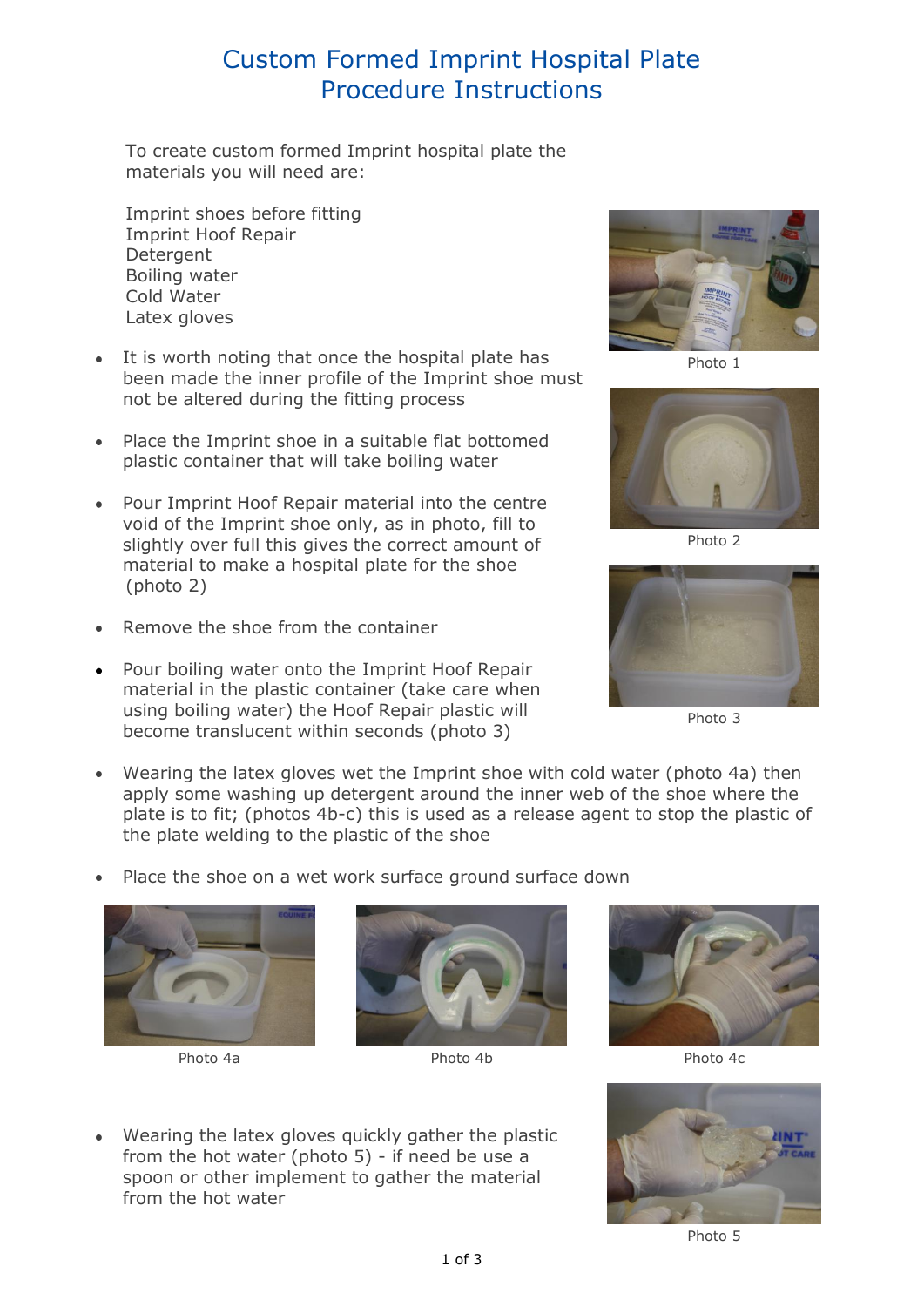# Custom Formed Imprint Hospital Plate
# Procedure Instructions

To create custom formed Imprint hospital plate the materials you will need are:

Imprint shoes before fitting
Imprint Hoof Repair
Detergent
Boiling water
Cold Water
Latex gloves

- It is worth noting that once the hospital plate has been made the inner profile of the Imprint shoe must not be altered during the fitting process

- Place the Imprint shoe in a suitable flat bottomed plastic container that will take boiling water

- Pour Imprint Hoof Repair material into the centre void of the Imprint shoe only, as in photo, fill to slightly over full this gives the correct amount of material to make a hospital plate for the shoe (photo 2)

- Remove the shoe from the container

- Pour boiling water onto the Imprint Hoof Repair material in the plastic container (take care when using boiling water) the Hoof Repair plastic will become translucent within seconds (photo 3)

Photo 1

Photo 2

Photo 3

- Wearing the latex gloves wet the Imprint shoe with cold water (photo 4a) then apply some washing up detergent around the inner web of the shoe where the plate is to fit; (photos 4b-c) this is used as a release agent to stop the plastic of the plate welding to the plastic of the shoe

- Place the shoe on a wet work surface ground surface down

Photo 4a

Photo 4b

Photo 4c

- Wearing the latex gloves quickly gather the plastic from the hot water (photo 5) - if need be use a spoon or other implement to gather the material from the hot water

Photo 5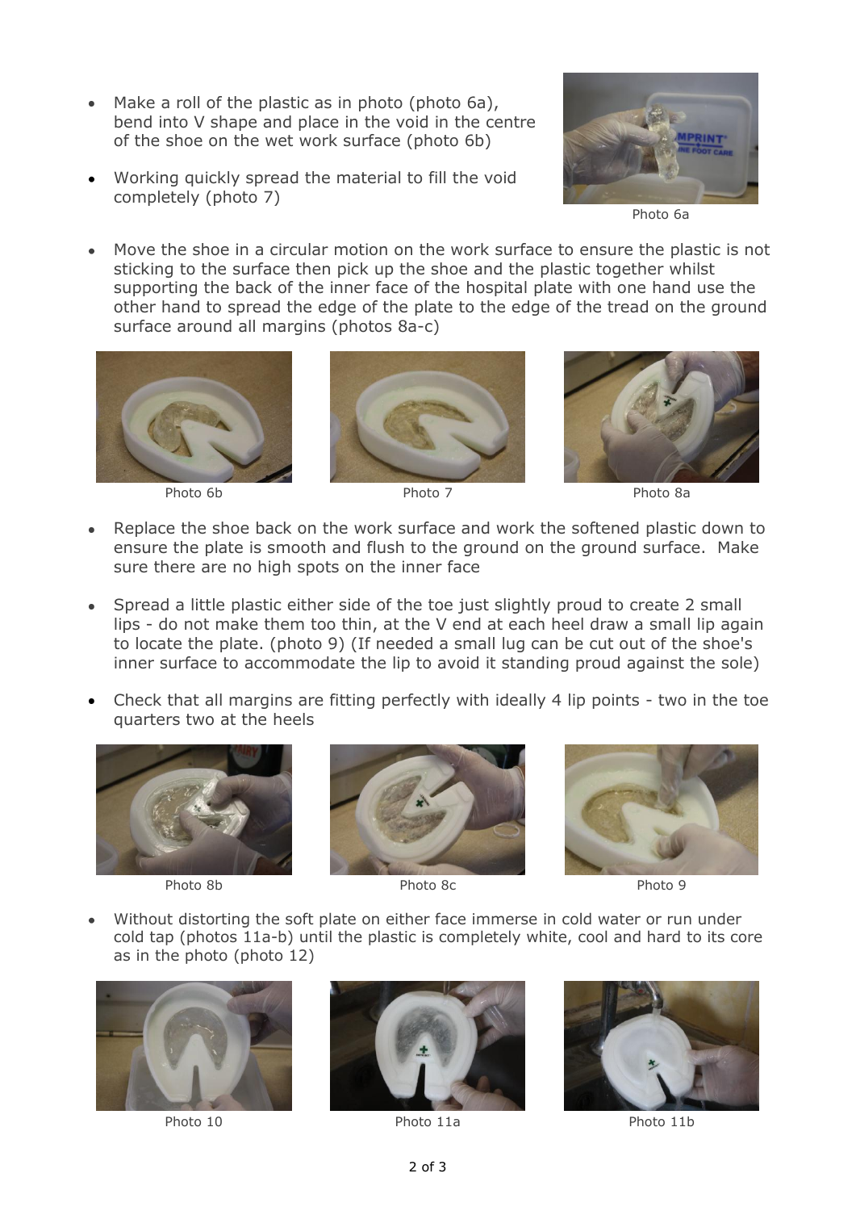- Make a roll of the plastic as in photo (photo 6a), bend into V shape and place in the void in the centre of the shoe on the wet work surface (photo 6b)
- Working quickly spread the material to fill the void completely (photo 7)

Photo 6a

- Move the shoe in a circular motion on the work surface to ensure the plastic is not sticking to the surface then pick up the shoe and the plastic together whilst supporting the back of the inner face of the hospital plate with one hand use the other hand to spread the edge of the plate to the edge of the tread on the ground surface around all margins (photos 8a-c)

Photo 6b

Photo 7

Photo 8a

- Replace the shoe back on the work surface and work the softened plastic down to ensure the plate is smooth and flush to the ground on the ground surface. Make sure there are no high spots on the inner face
- Spread a little plastic either side of the toe just slightly proud to create 2 small lips - do not make them too thin, at the V end at each heel draw a small lip again to locate the plate. (photo 9) (If needed a small lug can be cut out of the shoe's inner surface to accommodate the lip to avoid it standing proud against the sole)
- Check that all margins are fitting perfectly with ideally 4 lip points - two in the toe quarters two at the heels

Photo 8b

Photo 8c

Photo 9

- Without distorting the soft plate on either face immerse in cold water or run under cold tap (photos 11a-b) until the plastic is completely white, cool and hard to its core as in the photo (photo 12)

Photo 10

Photo 11a

Photo 11b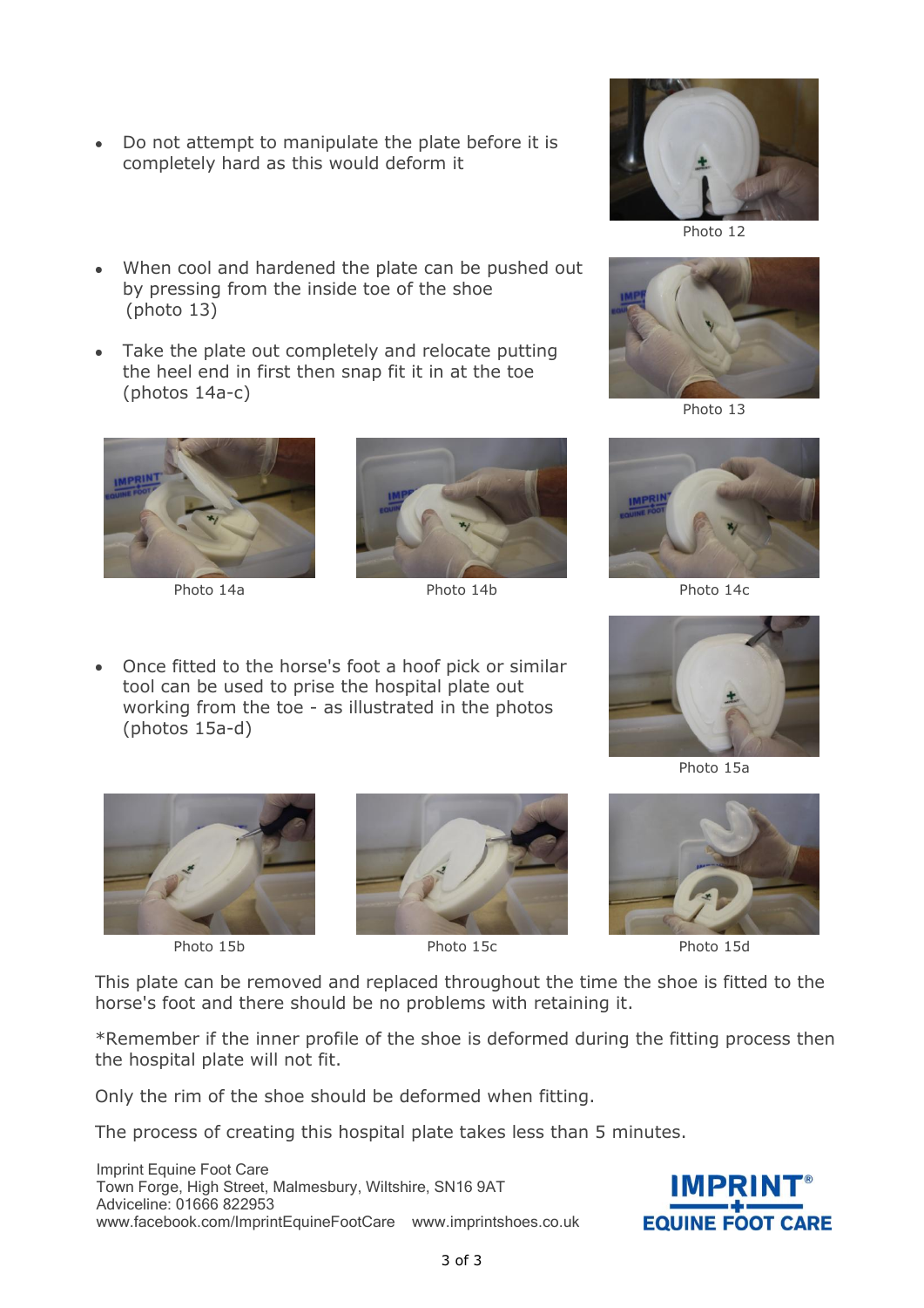- Do not attempt to manipulate the plate before it is completely hard as this would deform it

Photo 12

- When cool and hardened the plate can be pushed out by pressing from the inside toe of the shoe (photo 13)
- Take the plate out completely and relocate putting the heel end in first then snap fit it in at the toe (photos 14a-c)

Photo 13

Photo 14a

Photo 14b

Photo 14c

- Once fitted to the horse's foot a hoof pick or similar tool can be used to prise the hospital plate out working from the toe - as illustrated in the photos (photos 15a-d)

Photo 15a

Photo 15b

Photo 15c

Photo 15d

This plate can be removed and replaced throughout the time the shoe is fitted to the horse's foot and there should be no problems with retaining it.

*Remember if the inner profile of the shoe is deformed during the fitting process then the hospital plate will not fit.

Only the rim of the shoe should be deformed when fitting.

The process of creating this hospital plate takes less than 5 minutes.

Imprint Equine Foot Care
Town Forge, High Street, Malmesbury, Wiltshire, SN16 9AT
Adviceline: 01666 822953
www.facebook.com/ImprintEquineFootCare www.imprintshoes.co.uk

IMPRINT® EQUINE FOOT CARE